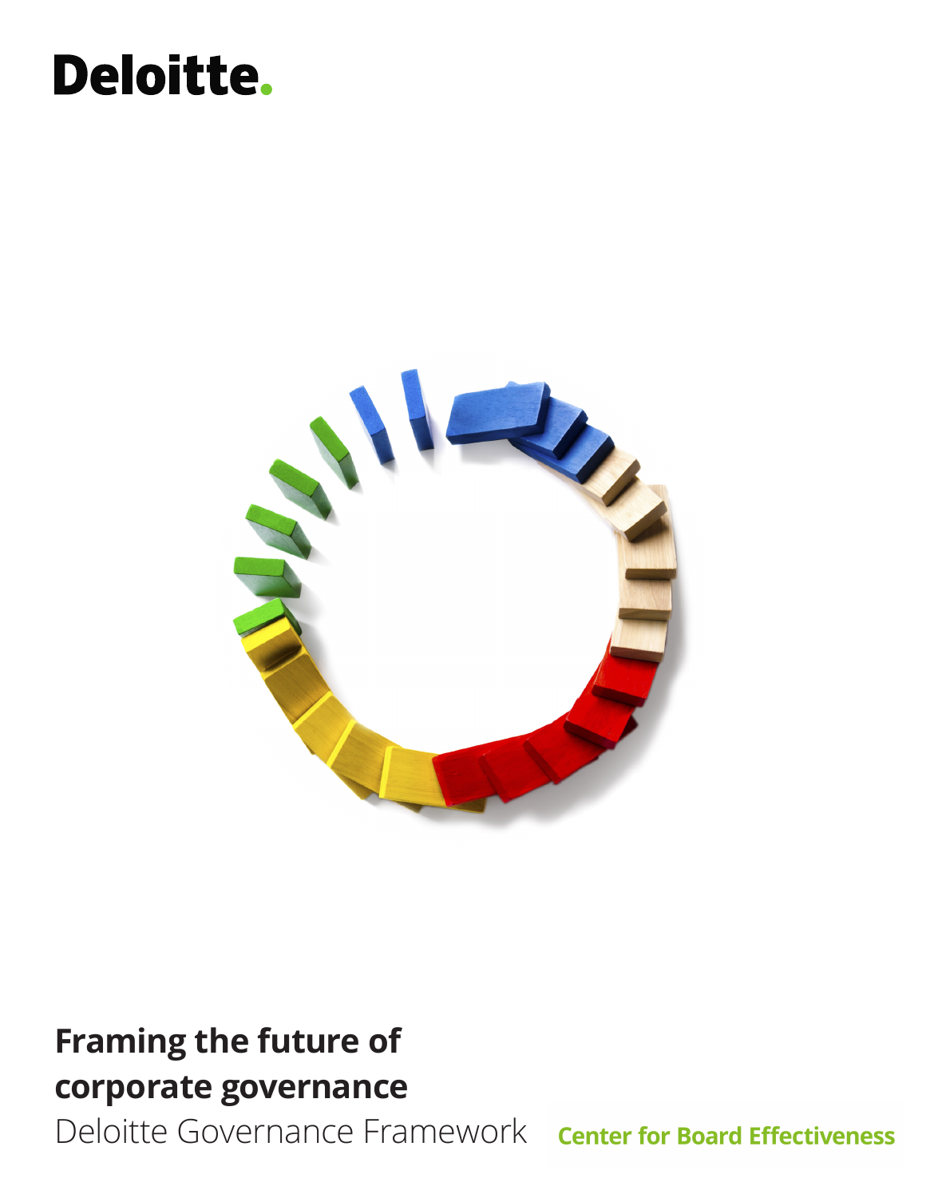Deloitte.

# Framing the future of corporate governance

Deloitte Governance Framework

Center for Board Effectiveness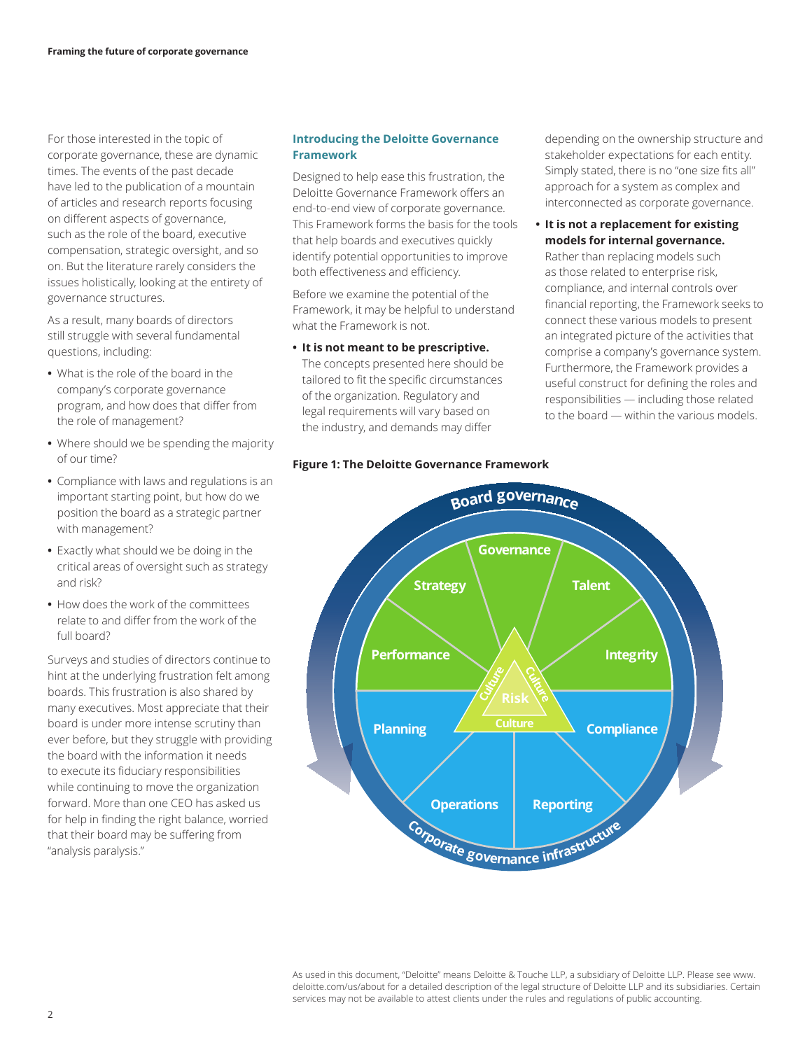For those interested in the topic of corporate governance, these are dynamic times. The events of the past decade have led to the publication of a mountain of articles and research reports focusing on different aspects of governance, such as the role of the board, executive compensation, strategic oversight, and so on. But the literature rarely considers the issues holistically, looking at the entirety of governance structures.

As a result, many boards of directors still struggle with several fundamental questions, including:

- What is the role of the board in the company's corporate governance program, and how does that differ from the role of management?
- Where should we be spending the majority of our time?
- Compliance with laws and regulations is an important starting point, but how do we position the board as a strategic partner with management?
- Exactly what should we be doing in the critical areas of oversight such as strategy and risk?
- How does the work of the committees relate to and differ from the work of the full board?

Surveys and studies of directors continue to hint at the underlying frustration felt among boards. This frustration is also shared by many executives. Most appreciate that their board is under more intense scrutiny than ever before, but they struggle with providing the board with the information it needs to execute its fiduciary responsibilities while continuing to move the organization forward. More than one CEO has asked us for help in finding the right balance, worried that their board may be suffering from "analysis paralysis."

## Introducing the Deloitte Governance Framework

Designed to help ease this frustration, the Deloitte Governance Framework offers an end-to-end view of corporate governance. This Framework forms the basis for the tools that help boards and executives quickly identify potential opportunities to improve both effectiveness and efficiency.

Before we examine the potential of the Framework, it may be helpful to understand what the Framework is not.

- **It is not meant to be prescriptive.** The concepts presented here should be tailored to fit the specific circumstances of the organization. Regulatory and legal requirements will vary based on the industry, and demands may differ depending on the ownership structure and stakeholder expectations for each entity. Simply stated, there is no "one size fits all" approach for a system as complex and interconnected as corporate governance.
- **It is not a replacement for existing models for internal governance.** Rather than replacing models such as those related to enterprise risk, compliance, and internal controls over financial reporting, the Framework seeks to connect these various models to present an integrated picture of the activities that comprise a company's governance system. Furthermore, the Framework provides a useful construct for defining the roles and responsibilities — including those related to the board — within the various models.

**Figure 1: The Deloitte Governance Framework**

As used in this document, "Deloitte" means Deloitte & Touche LLP, a subsidiary of Deloitte LLP. Please see www.deloitte.com/us/about for a detailed description of the legal structure of Deloitte LLP and its subsidiaries. Certain services may not be available to attest clients under the rules and regulations of public accounting.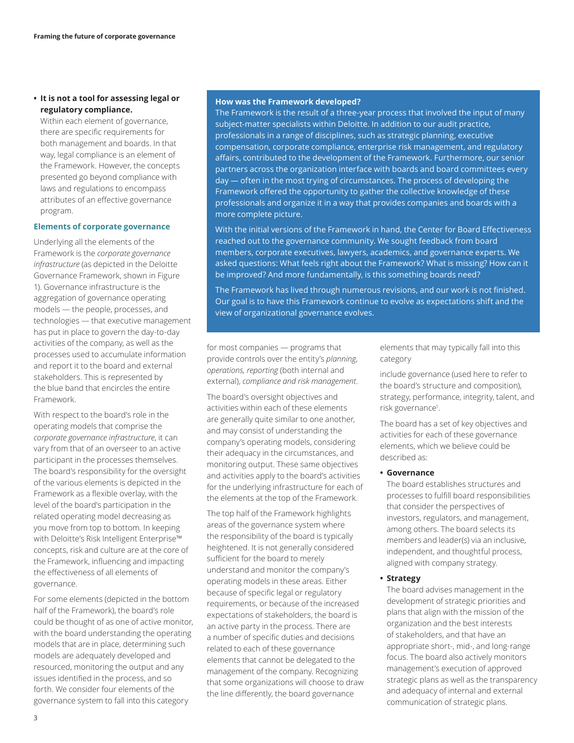- **It is not a tool for assessing legal or regulatory compliance.**
  Within each element of governance, there are specific requirements for both management and boards. In that way, legal compliance is an element of the Framework. However, the concepts presented go beyond compliance with laws and regulations to encompass attributes of an effective governance program.

### Elements of corporate governance

Underlying all the elements of the Framework is the *corporate governance infrastructure* (as depicted in the Deloitte Governance Framework, shown in Figure 1). Governance infrastructure is the aggregation of governance operating models — the people, processes, and technologies — that executive management has put in place to govern the day-to-day activities of the company, as well as the processes used to accumulate information and report it to the board and external stakeholders. This is represented by the blue band that encircles the entire Framework.

With respect to the board's role in the operating models that comprise the *corporate governance infrastructure*, it can vary from that of an overseer to an active participant in the processes themselves. The board's responsibility for the oversight of the various elements is depicted in the Framework as a flexible overlay, with the level of the board's participation in the related operating model decreasing as you move from top to bottom. In keeping with Deloitte's Risk Intelligent Enterprise™ concepts, risk and culture are at the core of the Framework, influencing and impacting the effectiveness of all elements of governance.

For some elements (depicted in the bottom half of the Framework), the board's role could be thought of as one of active monitor, with the board understanding the operating models that are in place, determining such models are adequately developed and resourced, monitoring the output and any issues identified in the process, and so forth. We consider four elements of the governance system to fall into this category for most companies — programs that provide controls over the entity's *planning, operations, reporting* (both internal and external), *compliance and risk management*.

The board's oversight objectives and activities within each of these elements are generally quite similar to one another, and may consist of understanding the company's operating models, considering their adequacy in the circumstances, and monitoring output. These same objectives and activities apply to the board's activities for the underlying infrastructure for each of the elements at the top of the Framework.

The top half of the Framework highlights areas of the governance system where the responsibility of the board is typically heightened. It is not generally considered sufficient for the board to merely understand and monitor the company's operating models in these areas. Either because of specific legal or regulatory requirements, or because of the increased expectations of stakeholders, the board is an active party in the process. There are a number of specific duties and decisions related to each of these governance elements that cannot be delegated to the management of the company. Recognizing that some organizations will choose to draw the line differently, the board governance elements that may typically fall into this category

include governance (used here to refer to the board's structure and composition), strategy, performance, integrity, talent, and risk governance[1].

The board has a set of key objectives and activities for each of these governance elements, which we believe could be described as:

- **Governance**
  The board establishes structures and processes to fulfill board responsibilities that consider the perspectives of investors, regulators, and management, among others. The board selects its members and leader(s) via an inclusive, independent, and thoughtful process, aligned with company strategy.
- **Strategy**
  The board advises management in the development of strategic priorities and plans that align with the mission of the organization and the best interests of stakeholders, and that have an appropriate short-, mid-, and long-range focus. The board also actively monitors management's execution of approved strategic plans as well as the transparency and adequacy of internal and external communication of strategic plans.

**How was the Framework developed?**

The Framework is the result of a three-year process that involved the input of many subject-matter specialists within Deloitte. In addition to our audit practice, professionals in a range of disciplines, such as strategic planning, executive compensation, corporate compliance, enterprise risk management, and regulatory affairs, contributed to the development of the Framework. Furthermore, our senior partners across the organization interface with boards and board committees every day — often in the most trying of circumstances. The process of developing the Framework offered the opportunity to gather the collective knowledge of these professionals and organize it in a way that provides companies and boards with a more complete picture.

With the initial versions of the Framework in hand, the Center for Board Effectiveness reached out to the governance community. We sought feedback from board members, corporate executives, lawyers, academics, and governance experts. We asked questions: What feels right about the Framework? What is missing? How can it be improved? And more fundamentally, is this something boards need?

The Framework has lived through numerous revisions, and our work is not finished. Our goal is to have this Framework continue to evolve as expectations shift and the view of organizational governance evolves.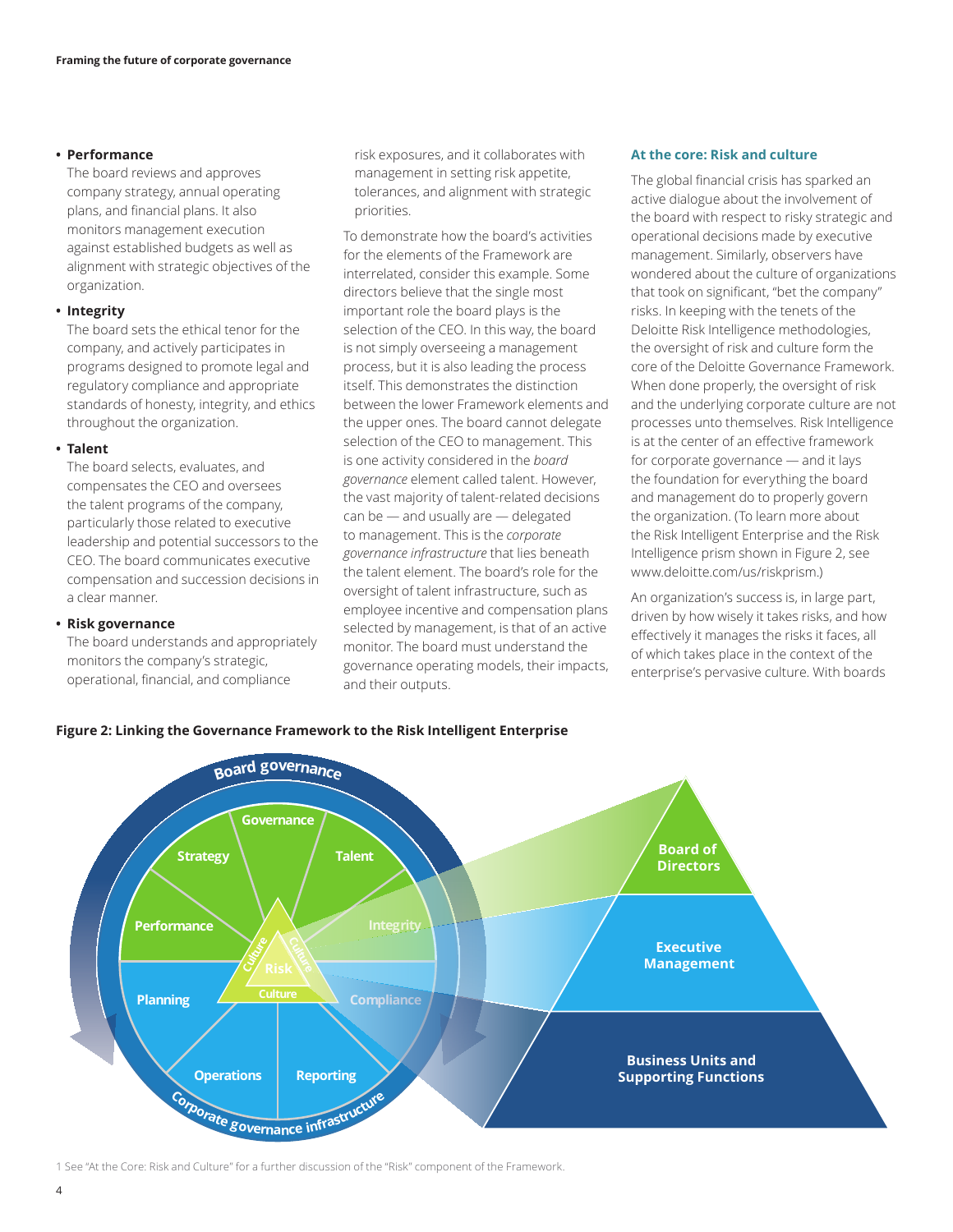- **Performance**
  The board reviews and approves company strategy, annual operating plans, and financial plans. It also monitors management execution against established budgets as well as alignment with strategic objectives of the organization.

- **Integrity**
  The board sets the ethical tenor for the company, and actively participates in programs designed to promote legal and regulatory compliance and appropriate standards of honesty, integrity, and ethics throughout the organization.

- **Talent**
  The board selects, evaluates, and compensates the CEO and oversees the talent programs of the company, particularly those related to executive leadership and potential successors to the CEO. The board communicates executive compensation and succession decisions in a clear manner.

- **Risk governance**
  The board understands and appropriately monitors the company's strategic, operational, financial, and compliance risk exposures, and it collaborates with management in setting risk appetite, tolerances, and alignment with strategic priorities.

To demonstrate how the board's activities for the elements of the Framework are interrelated, consider this example. Some directors believe that the single most important role the board plays is the selection of the CEO. In this way, the board is not simply overseeing a management process, but it is also leading the process itself. This demonstrates the distinction between the lower Framework elements and the upper ones. The board cannot delegate selection of the CEO to management. This is one activity considered in the *board governance* element called talent. However, the vast majority of talent-related decisions can be — and usually are — delegated to management. This is the *corporate governance infrastructure* that lies beneath the talent element. The board's role for the oversight of talent infrastructure, such as employee incentive and compensation plans selected by management, is that of an active monitor. The board must understand the governance operating models, their impacts, and their outputs.

### At the core: Risk and culture

The global financial crisis has sparked an active dialogue about the involvement of the board with respect to risky strategic and operational decisions made by executive management. Similarly, observers have wondered about the culture of organizations that took on significant, "bet the company" risks. In keeping with the tenets of the Deloitte Risk Intelligence methodologies, the oversight of risk and culture form the core of the Deloitte Governance Framework. When done properly, the oversight of risk and the underlying corporate culture are not processes unto themselves. Risk Intelligence is at the center of an effective framework for corporate governance — and it lays the foundation for everything the board and management do to properly govern the organization. (To learn more about the Risk Intelligent Enterprise and the Risk Intelligence prism shown in Figure 2, see www.deloitte.com/us/riskprism.)

An organization's success is, in large part, driven by how wisely it takes risks, and how effectively it manages the risks it faces, all of which takes place in the context of the enterprise's pervasive culture. With boards

**Figure 2: Linking the Governance Framework to the Risk Intelligent Enterprise**

1 See "At the Core: Risk and Culture" for a further discussion of the "Risk" component of the Framework.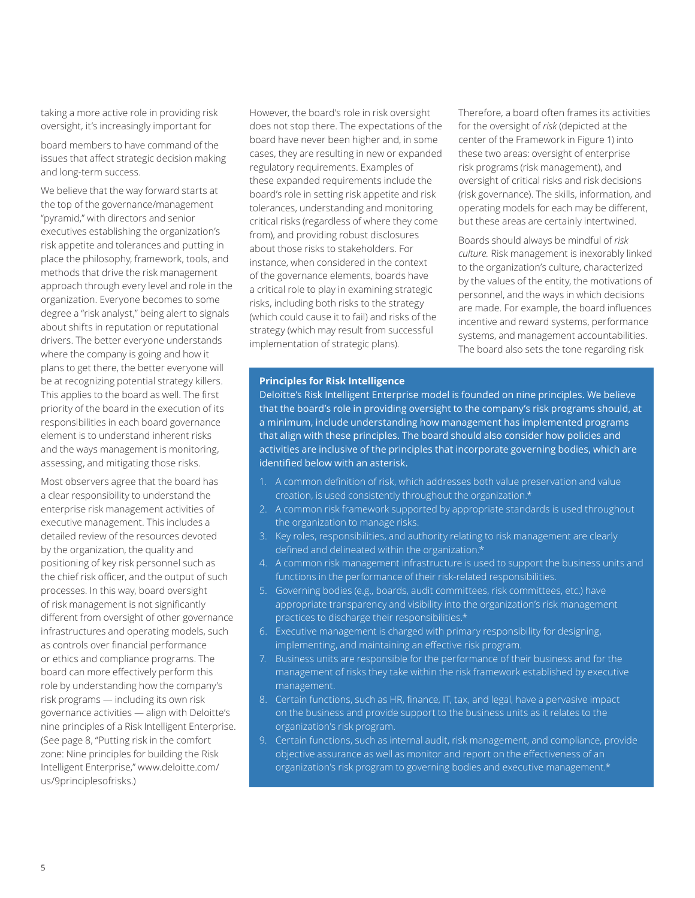taking a more active role in providing risk oversight, it's increasingly important for board members to have command of the issues that affect strategic decision making and long-term success.

We believe that the way forward starts at the top of the governance/management "pyramid," with directors and senior executives establishing the organization's risk appetite and tolerances and putting in place the philosophy, framework, tools, and methods that drive the risk management approach through every level and role in the organization. Everyone becomes to some degree a "risk analyst," being alert to signals about shifts in reputation or reputational drivers. The better everyone understands where the company is going and how it plans to get there, the better everyone will be at recognizing potential strategy killers. This applies to the board as well. The first priority of the board in the execution of its responsibilities in each board governance element is to understand inherent risks and the ways management is monitoring, assessing, and mitigating those risks.

Most observers agree that the board has a clear responsibility to understand the enterprise risk management activities of executive management. This includes a detailed review of the resources devoted by the organization, the quality and positioning of key risk personnel such as the chief risk officer, and the output of such processes. In this way, board oversight of risk management is not significantly different from oversight of other governance infrastructures and operating models, such as controls over financial performance or ethics and compliance programs. The board can more effectively perform this role by understanding how the company's risk programs — including its own risk governance activities — align with Deloitte's nine principles of a Risk Intelligent Enterprise. (See page 8, "Putting risk in the comfort zone: Nine principles for building the Risk Intelligent Enterprise," www.deloitte.com/us/9principlesofrisks.)

However, the board's role in risk oversight does not stop there. The expectations of the board have never been higher and, in some cases, they are resulting in new or expanded regulatory requirements. Examples of these expanded requirements include the board's role in setting risk appetite and risk tolerances, understanding and monitoring critical risks (regardless of where they come from), and providing robust disclosures about those risks to stakeholders. For instance, when considered in the context of the governance elements, boards have a critical role to play in examining strategic risks, including both risks to the strategy (which could cause it to fail) and risks of the strategy (which may result from successful implementation of strategic plans).

Therefore, a board often frames its activities for the oversight of *risk* (depicted at the center of the Framework in Figure 1) into these two areas: oversight of enterprise risk programs (risk management), and oversight of critical risks and risk decisions (risk governance). The skills, information, and operating models for each may be different, but these areas are certainly intertwined.

Boards should always be mindful of *risk culture.* Risk management is inexorably linked to the organization's culture, characterized by the values of the entity, the motivations of personnel, and the ways in which decisions are made. For example, the board influences incentive and reward systems, performance systems, and management accountabilities. The board also sets the tone regarding risk

**Principles for Risk Intelligence**

Deloitte's Risk Intelligent Enterprise model is founded on nine principles. We believe that the board's role in providing oversight to the company's risk programs should, at a minimum, include understanding how management has implemented programs that align with these principles. The board should also consider how policies and activities are inclusive of the principles that incorporate governing bodies, which are identified below with an asterisk.

1. A common definition of risk, which addresses both value preservation and value creation, is used consistently throughout the organization.*
2. A common risk framework supported by appropriate standards is used throughout the organization to manage risks.
3. Key roles, responsibilities, and authority relating to risk management are clearly defined and delineated within the organization.*
4. A common risk management infrastructure is used to support the business units and functions in the performance of their risk-related responsibilities.
5. Governing bodies (e.g., boards, audit committees, risk committees, etc.) have appropriate transparency and visibility into the organization's risk management practices to discharge their responsibilities.*
6. Executive management is charged with primary responsibility for designing, implementing, and maintaining an effective risk program.
7. Business units are responsible for the performance of their business and for the management of risks they take within the risk framework established by executive management.
8. Certain functions, such as HR, finance, IT, tax, and legal, have a pervasive impact on the business and provide support to the business units as it relates to the organization's risk program.
9. Certain functions, such as internal audit, risk management, and compliance, provide objective assurance as well as monitor and report on the effectiveness of an organization's risk program to governing bodies and executive management.*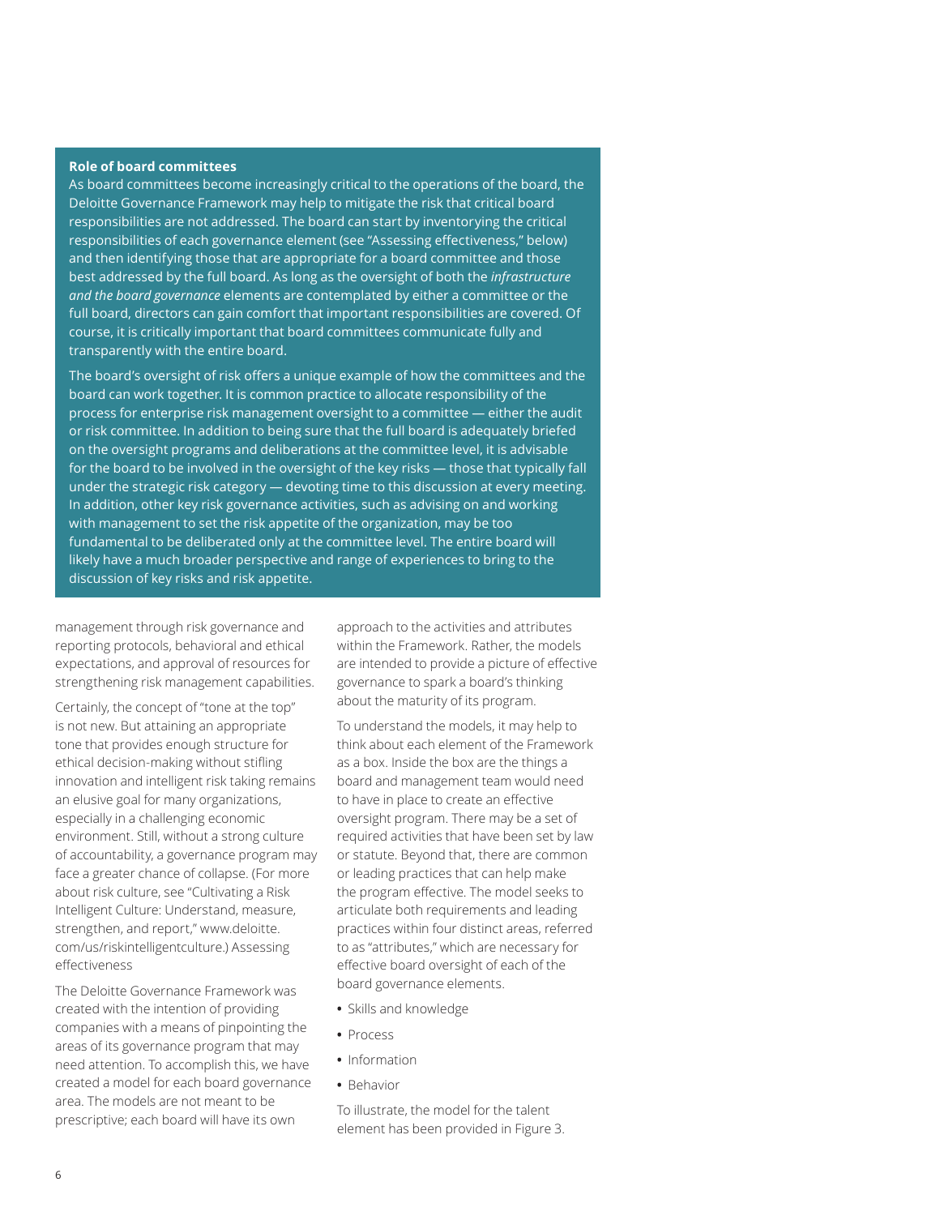**Role of board committees**

As board committees become increasingly critical to the operations of the board, the Deloitte Governance Framework may help to mitigate the risk that critical board responsibilities are not addressed. The board can start by inventorying the critical responsibilities of each governance element (see "Assessing effectiveness," below) and then identifying those that are appropriate for a board committee and those best addressed by the full board. As long as the oversight of both the *infrastructure and the board governance* elements are contemplated by either a committee or the full board, directors can gain comfort that important responsibilities are covered. Of course, it is critically important that board committees communicate fully and transparently with the entire board.

The board's oversight of risk offers a unique example of how the committees and the board can work together. It is common practice to allocate responsibility of the process for enterprise risk management oversight to a committee — either the audit or risk committee. In addition to being sure that the full board is adequately briefed on the oversight programs and deliberations at the committee level, it is advisable for the board to be involved in the oversight of the key risks — those that typically fall under the strategic risk category — devoting time to this discussion at every meeting. In addition, other key risk governance activities, such as advising on and working with management to set the risk appetite of the organization, may be too fundamental to be deliberated only at the committee level. The entire board will likely have a much broader perspective and range of experiences to bring to the discussion of key risks and risk appetite.

management through risk governance and reporting protocols, behavioral and ethical expectations, and approval of resources for strengthening risk management capabilities.

Certainly, the concept of "tone at the top" is not new. But attaining an appropriate tone that provides enough structure for ethical decision-making without stifling innovation and intelligent risk taking remains an elusive goal for many organizations, especially in a challenging economic environment. Still, without a strong culture of accountability, a governance program may face a greater chance of collapse. (For more about risk culture, see "Cultivating a Risk Intelligent Culture: Understand, measure, strengthen, and report," www.deloitte.com/us/riskintelligentculture.)

## Assessing effectiveness

The Deloitte Governance Framework was created with the intention of providing companies with a means of pinpointing the areas of its governance program that may need attention. To accomplish this, we have created a model for each board governance area. The models are not meant to be prescriptive; each board will have its own approach to the activities and attributes within the Framework. Rather, the models are intended to provide a picture of effective governance to spark a board's thinking about the maturity of its program.

To understand the models, it may help to think about each element of the Framework as a box. Inside the box are the things a board and management team would need to have in place to create an effective oversight program. There may be a set of required activities that have been set by law or statute. Beyond that, there are common or leading practices that can help make the program effective. The model seeks to articulate both requirements and leading practices within four distinct areas, referred to as "attributes," which are necessary for effective board oversight of each of the board governance elements.

- Skills and knowledge
- Process
- Information
- Behavior

To illustrate, the model for the talent element has been provided in Figure 3.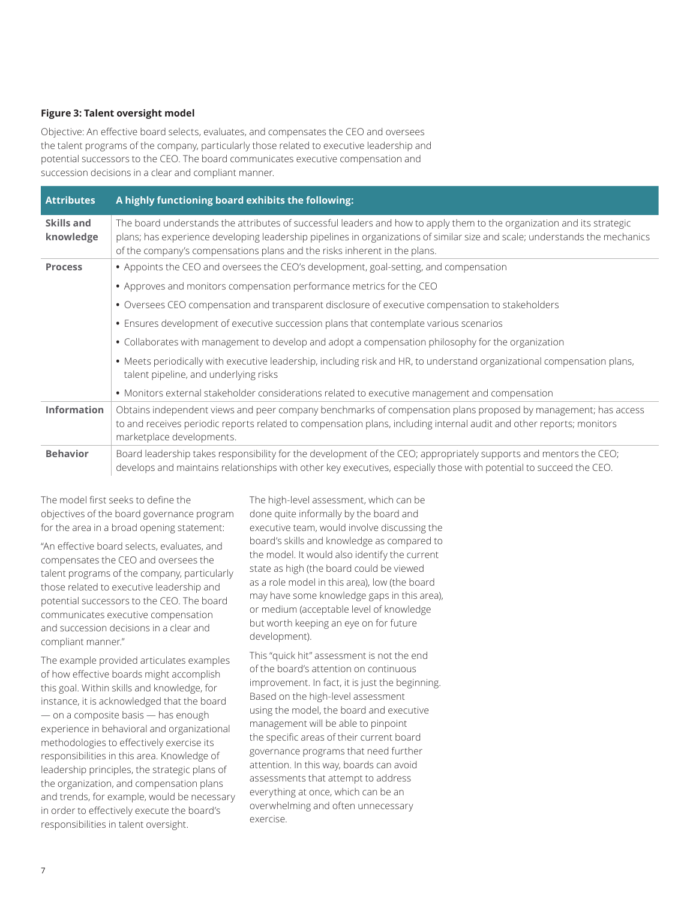**Figure 3: Talent oversight model**

Objective: An effective board selects, evaluates, and compensates the CEO and oversees the talent programs of the company, particularly those related to executive leadership and potential successors to the CEO. The board communicates executive compensation and succession decisions in a clear and compliant manner.

| Attributes | A highly functioning board exhibits the following: |
|---|---|
| **Skills and knowledge** | The board understands the attributes of successful leaders and how to apply them to the organization and its strategic plans; has experience developing leadership pipelines in organizations of similar size and scale; understands the mechanics of the company's compensations plans and the risks inherent in the plans. |
| **Process** | • Appoints the CEO and oversees the CEO's development, goal-setting, and compensation<br>• Approves and monitors compensation performance metrics for the CEO<br>• Oversees CEO compensation and transparent disclosure of executive compensation to stakeholders<br>• Ensures development of executive succession plans that contemplate various scenarios<br>• Collaborates with management to develop and adopt a compensation philosophy for the organization<br>• Meets periodically with executive leadership, including risk and HR, to understand organizational compensation plans, talent pipeline, and underlying risks<br>• Monitors external stakeholder considerations related to executive management and compensation |
| **Information** | Obtains independent views and peer company benchmarks of compensation plans proposed by management; has access to and receives periodic reports related to compensation plans, including internal audit and other reports; monitors marketplace developments. |
| **Behavior** | Board leadership takes responsibility for the development of the CEO; appropriately supports and mentors the CEO; develops and maintains relationships with other key executives, especially those with potential to succeed the CEO. |

The model first seeks to define the objectives of the board governance program for the area in a broad opening statement:

"An effective board selects, evaluates, and compensates the CEO and oversees the talent programs of the company, particularly those related to executive leadership and potential successors to the CEO. The board communicates executive compensation and succession decisions in a clear and compliant manner."

The example provided articulates examples of how effective boards might accomplish this goal. Within skills and knowledge, for instance, it is acknowledged that the board — on a composite basis — has enough experience in behavioral and organizational methodologies to effectively exercise its responsibilities in this area. Knowledge of leadership principles, the strategic plans of the organization, and compensation plans and trends, for example, would be necessary in order to effectively execute the board's responsibilities in talent oversight.

The high-level assessment, which can be done quite informally by the board and executive team, would involve discussing the board's skills and knowledge as compared to the model. It would also identify the current state as high (the board could be viewed as a role model in this area), low (the board may have some knowledge gaps in this area), or medium (acceptable level of knowledge but worth keeping an eye on for future development).

This "quick hit" assessment is not the end of the board's attention on continuous improvement. In fact, it is just the beginning. Based on the high-level assessment using the model, the board and executive management will be able to pinpoint the specific areas of their current board governance programs that need further attention. In this way, boards can avoid assessments that attempt to address everything at once, which can be an overwhelming and often unnecessary exercise.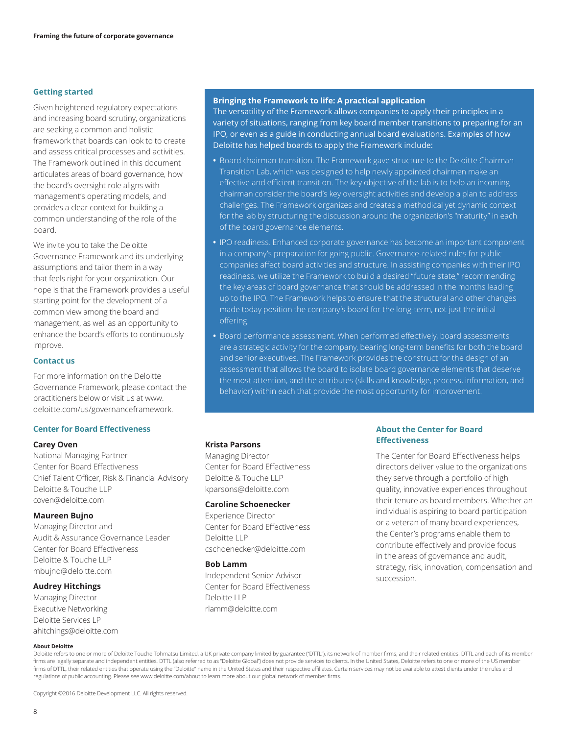## Getting started

Given heightened regulatory expectations and increasing board scrutiny, organizations are seeking a common and holistic framework that boards can look to to create and assess critical processes and activities. The Framework outlined in this document articulates areas of board governance, how the board's oversight role aligns with management's operating models, and provides a clear context for building a common understanding of the role of the board.

We invite you to take the Deloitte Governance Framework and its underlying assumptions and tailor them in a way that feels right for your organization. Our hope is that the Framework provides a useful starting point for the development of a common view among the board and management, as well as an opportunity to enhance the board's efforts to continuously improve.

## Contact us

For more information on the Deloitte Governance Framework, please contact the practitioners below or visit us at www.deloitte.com/us/governanceframework.

### Bringing the Framework to life: A practical application

The versatility of the Framework allows companies to apply their principles in a variety of situations, ranging from key board member transitions to preparing for an IPO, or even as a guide in conducting annual board evaluations. Examples of how Deloitte has helped boards to apply the Framework include:

- Board chairman transition. The Framework gave structure to the Deloitte Chairman Transition Lab, which was designed to help newly appointed chairmen make an effective and efficient transition. The key objective of the lab is to help an incoming chairman consider the board's key oversight activities and develop a plan to address challenges. The Framework organizes and creates a methodical yet dynamic context for the lab by structuring the discussion around the organization's "maturity" in each of the board governance elements.
- IPO readiness. Enhanced corporate governance has become an important component in a company's preparation for going public. Governance-related rules for public companies affect board activities and structure. In assisting companies with their IPO readiness, we utilize the Framework to build a desired "future state," recommending the key areas of board governance that should be addressed in the months leading up to the IPO. The Framework helps to ensure that the structural and other changes made today position the company's board for the long-term, not just the initial offering.
- Board performance assessment. When performed effectively, board assessments are a strategic activity for the company, bearing long-term benefits for both the board and senior executives. The Framework provides the construct for the design of an assessment that allows the board to isolate board governance elements that deserve the most attention, and the attributes (skills and knowledge, process, information, and behavior) within each that provide the most opportunity for improvement.

## Center for Board Effectiveness

**Carey Oven**
National Managing Partner
Center for Board Effectiveness
Chief Talent Officer, Risk & Financial Advisory
Deloitte & Touche LLP
coven@deloitte.com

**Maureen Bujno**
Managing Director and
Audit & Assurance Governance Leader
Center for Board Effectiveness
Deloitte & Touche LLP
mbujno@deloitte.com

**Audrey Hitchings**
Managing Director
Executive Networking
Deloitte Services LP
ahitchings@deloitte.com

**Krista Parsons**
Managing Director
Center for Board Effectiveness
Deloitte & Touche LLP
kparsons@deloitte.com

**Caroline Schoenecker**
Experience Director
Center for Board Effectiveness
Deloitte LLP
cschoenecker@deloitte.com

**Bob Lamm**
Independent Senior Advisor
Center for Board Effectiveness
Deloitte LLP
rlamm@deloitte.com

## About the Center for Board Effectiveness

The Center for Board Effectiveness helps directors deliver value to the organizations they serve through a portfolio of high quality, innovative experiences throughout their tenure as board members. Whether an individual is aspiring to board participation or a veteran of many board experiences, the Center's programs enable them to contribute effectively and provide focus in the areas of governance and audit, strategy, risk, innovation, compensation and succession.

**About Deloitte**

Deloitte refers to one or more of Deloitte Touche Tohmatsu Limited, a UK private company limited by guarantee ("DTTL"), its network of member firms, and their related entities. DTTL and each of its member firms are legally separate and independent entities. DTTL (also referred to as "Deloitte Global") does not provide services to clients. In the United States, Deloitte refers to one or more of the US member firms of DTTL, their related entities that operate using the "Deloitte" name in the United States and their respective affiliates. Certain services may not be available to attest clients under the rules and regulations of public accounting. Please see www.deloitte.com/about to learn more about our global network of member firms.

Copyright ©2016 Deloitte Development LLC. All rights reserved.